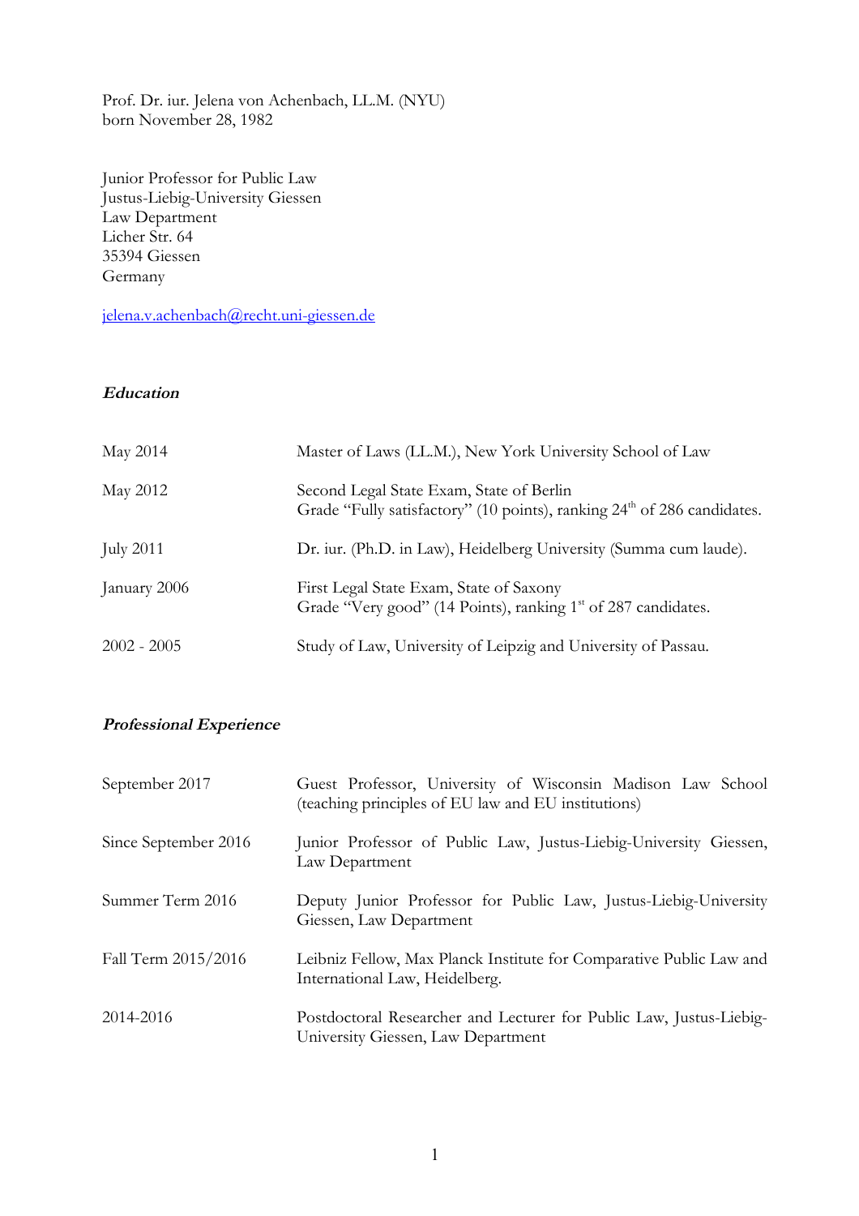Prof. Dr. iur. Jelena von Achenbach, LL.M. (NYU)
born November 28, 1982

Junior Professor for Public Law
Justus-Liebig-University Giessen
Law Department
Licher Str. 64
35394 Giessen
Germany

jelena.v.achenbach@recht.uni-giessen.de

### *Education*

| | |
|---|---|
| May 2014 | Master of Laws (LL.M.), New York University School of Law |
| May 2012 | Second Legal State Exam, State of Berlin<br>Grade "Fully satisfactory" (10 points), ranking 24th of 286 candidates. |
| July 2011 | Dr. iur. (Ph.D. in Law), Heidelberg University (Summa cum laude). |
| January 2006 | First Legal State Exam, State of Saxony<br>Grade "Very good" (14 Points), ranking 1st of 287 candidates. |
| 2002 - 2005 | Study of Law, University of Leipzig and University of Passau. |

### *Professional Experience*

| | |
|---|---|
| September 2017 | Guest Professor, University of Wisconsin Madison Law School (teaching principles of EU law and EU institutions) |
| Since September 2016 | Junior Professor of Public Law, Justus-Liebig-University Giessen, Law Department |
| Summer Term 2016 | Deputy Junior Professor for Public Law, Justus-Liebig-University Giessen, Law Department |
| Fall Term 2015/2016 | Leibniz Fellow, Max Planck Institute for Comparative Public Law and International Law, Heidelberg. |
| 2014-2016 | Postdoctoral Researcher and Lecturer for Public Law, Justus-Liebig-University Giessen, Law Department |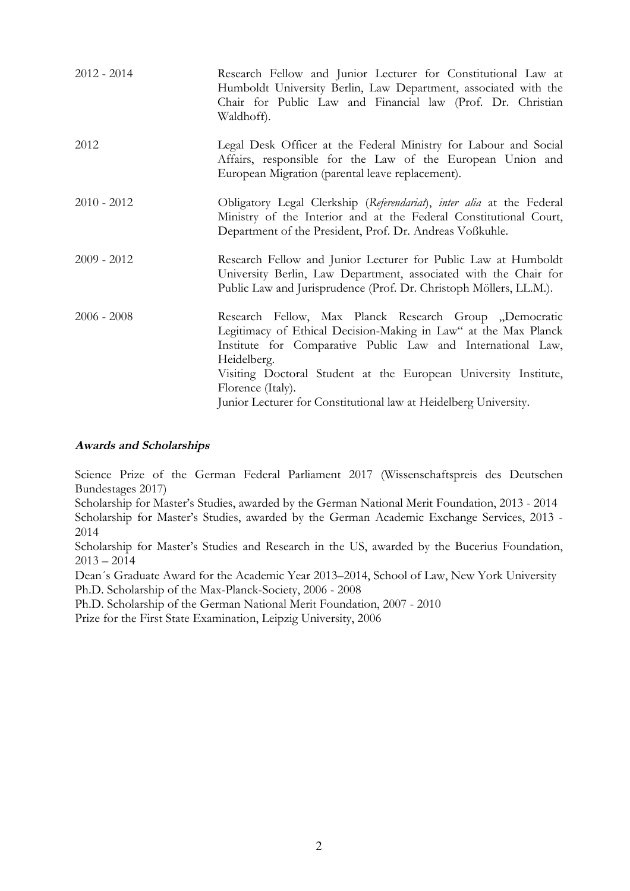| | |
|---|---|
| 2012 - 2014 | Research Fellow and Junior Lecturer for Constitutional Law at Humboldt University Berlin, Law Department, associated with the Chair for Public Law and Financial law (Prof. Dr. Christian Waldhoff). |
| 2012 | Legal Desk Officer at the Federal Ministry for Labour and Social Affairs, responsible for the Law of the European Union and European Migration (parental leave replacement). |
| 2010 - 2012 | Obligatory Legal Clerkship (*Referendariat*), *inter alia* at the Federal Ministry of the Interior and at the Federal Constitutional Court, Department of the President, Prof. Dr. Andreas Voßkuhle. |
| 2009 - 2012 | Research Fellow and Junior Lecturer for Public Law at Humboldt University Berlin, Law Department, associated with the Chair for Public Law and Jurisprudence (Prof. Dr. Christoph Möllers, LL.M.). |
| 2006 - 2008 | Research Fellow, Max Planck Research Group „Democratic Legitimacy of Ethical Decision-Making in Law“ at the Max Planck Institute for Comparative Public Law and International Law, Heidelberg.<br>Visiting Doctoral Student at the European University Institute, Florence (Italy).<br>Junior Lecturer for Constitutional law at Heidelberg University. |

### Awards and Scholarships

Science Prize of the German Federal Parliament 2017 (Wissenschaftspreis des Deutschen Bundestages 2017)
Scholarship for Master's Studies, awarded by the German National Merit Foundation, 2013 - 2014
Scholarship for Master's Studies, awarded by the German Academic Exchange Services, 2013 - 2014
Scholarship for Master's Studies and Research in the US, awarded by the Bucerius Foundation, 2013 – 2014
Dean´s Graduate Award for the Academic Year 2013–2014, School of Law, New York University
Ph.D. Scholarship of the Max-Planck-Society, 2006 - 2008
Ph.D. Scholarship of the German National Merit Foundation, 2007 - 2010
Prize for the First State Examination, Leipzig University, 2006